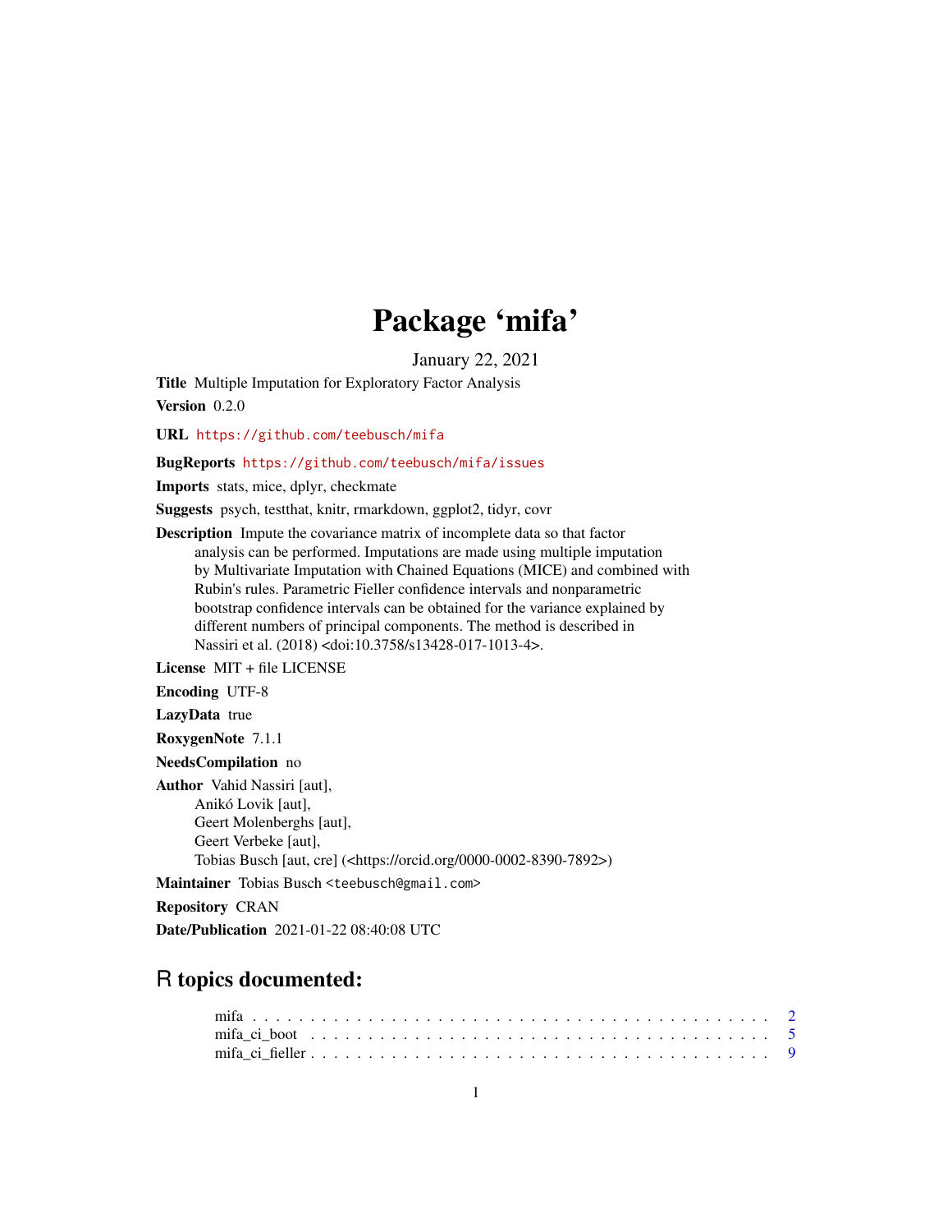# Package 'mifa'

January 22, 2021

**Title** Multiple Imputation for Exploratory Factor Analysis

**Version** 0.2.0

**URL** https://github.com/teebusch/mifa

**BugReports** https://github.com/teebusch/mifa/issues

**Imports** stats, mice, dplyr, checkmate

**Suggests** psych, testthat, knitr, rmarkdown, ggplot2, tidyr, covr

**Description** Impute the covariance matrix of incomplete data so that factor analysis can be performed. Imputations are made using multiple imputation by Multivariate Imputation with Chained Equations (MICE) and combined with Rubin's rules. Parametric Fieller confidence intervals and nonparametric bootstrap confidence intervals can be obtained for the variance explained by different numbers of principal components. The method is described in Nassiri et al. (2018) <doi:10.3758/s13428-017-1013-4>.

**License** MIT + file LICENSE

**Encoding** UTF-8

**LazyData** true

**RoxygenNote** 7.1.1

**NeedsCompilation** no

**Author** Vahid Nassiri [aut],
Anikó Lovik [aut],
Geert Molenberghs [aut],
Geert Verbeke [aut],
Tobias Busch [aut, cre] (<https://orcid.org/0000-0002-8390-7892>)

**Maintainer** Tobias Busch <teebusch@gmail.com>

**Repository** CRAN

**Date/Publication** 2021-01-22 08:40:08 UTC

## R topics documented:

mifa . . . . . . . . . . . . . . . . . . . . . . . . . . . . . . . . . . . . . . . . . . . 2
mifa_ci_boot . . . . . . . . . . . . . . . . . . . . . . . . . . . . . . . . . . . . . . . 5
mifa_ci_fieller . . . . . . . . . . . . . . . . . . . . . . . . . . . . . . . . . . . . . . 9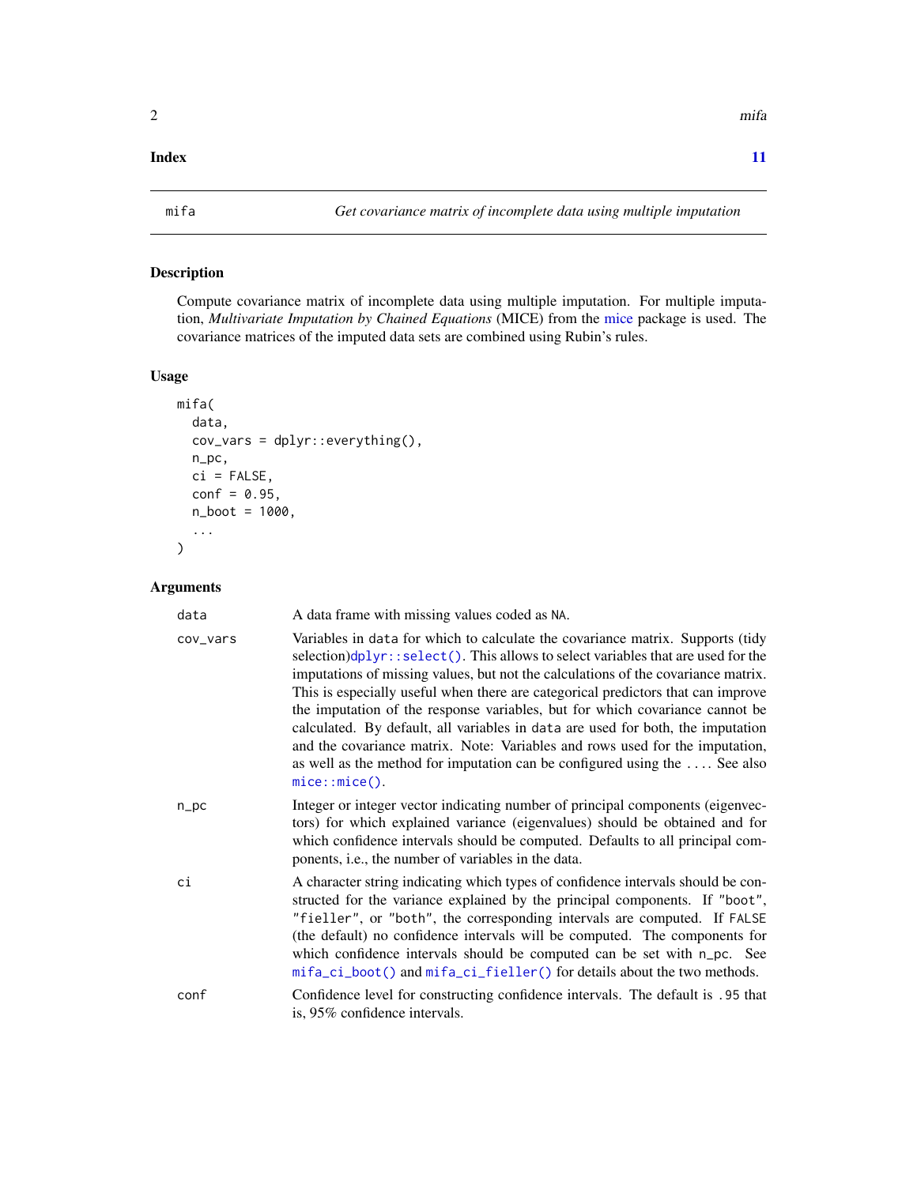**Index** 11

---

mifa *Get covariance matrix of incomplete data using multiple imputation*

---

## Description

Compute covariance matrix of incomplete data using multiple imputation. For multiple imputation, *Multivariate Imputation by Chained Equations* (MICE) from the mice package is used. The covariance matrices of the imputed data sets are combined using Rubin's rules.

## Usage

```
mifa(
  data,
  cov_vars = dplyr::everything(),
  n_pc,
  ci = FALSE,
  conf = 0.95,
  n_boot = 1000,
  ...
)
```

## Arguments

| Argument | Description |
|---|---|
| `data` | A data frame with missing values coded as `NA`. |
| `cov_vars` | Variables in `data` for which to calculate the covariance matrix. Supports (tidy selection)`dplyr::select()`. This allows to select variables that are used for the imputations of missing values, but not the calculations of the covariance matrix. This is especially useful when there are categorical predictors that can improve the imputation of the response variables, but for which covariance cannot be calculated. By default, all variables in `data` are used for both, the imputation and the covariance matrix. Note: Variables and rows used for the imputation, as well as the method for imputation can be configured using the `...`. See also `mice::mice()`. |
| `n_pc` | Integer or integer vector indicating number of principal components (eigenvectors) for which explained variance (eigenvalues) should be obtained and for which confidence intervals should be computed. Defaults to all principal components, i.e., the number of variables in the data. |
| `ci` | A character string indicating which types of confidence intervals should be constructed for the variance explained by the principal components. If `"boot"`, `"fieller"`, or `"both"`, the corresponding intervals are computed. If `FALSE` (the default) no confidence intervals will be computed. The components for which confidence intervals should be computed can be set with `n_pc`. See `mifa_ci_boot()` and `mifa_ci_fieller()` for details about the two methods. |
| `conf` | Confidence level for constructing confidence intervals. The default is `.95` that is, 95% confidence intervals. |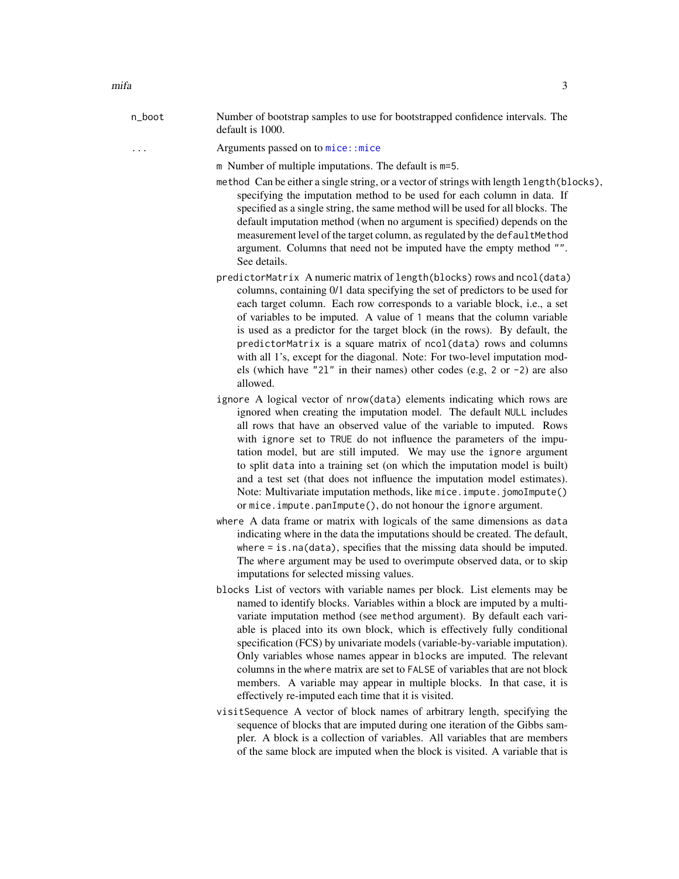`n_boot` Number of bootstrap samples to use for bootstrapped confidence intervals. The default is 1000.

`...` Arguments passed on to `mice::mice`

- `m` Number of multiple imputations. The default is `m=5`.
- `method` Can be either a single string, or a vector of strings with length `length(blocks)`, specifying the imputation method to be used for each column in data. If specified as a single string, the same method will be used for all blocks. The default imputation method (when no argument is specified) depends on the measurement level of the target column, as regulated by the `defaultMethod` argument. Columns that need not be imputed have the empty method `""`. See details.
- `predictorMatrix` A numeric matrix of `length(blocks)` rows and `ncol(data)` columns, containing 0/1 data specifying the set of predictors to be used for each target column. Each row corresponds to a variable block, i.e., a set of variables to be imputed. A value of `1` means that the column variable is used as a predictor for the target block (in the rows). By default, the `predictorMatrix` is a square matrix of `ncol(data)` rows and columns with all 1's, except for the diagonal. Note: For two-level imputation models (which have `"2l"` in their names) other codes (e.g, `2` or `-2`) are also allowed.
- `ignore` A logical vector of `nrow(data)` elements indicating which rows are ignored when creating the imputation model. The default `NULL` includes all rows that have an observed value of the variable to imputed. Rows with `ignore` set to `TRUE` do not influence the parameters of the imputation model, but are still imputed. We may use the `ignore` argument to split `data` into a training set (on which the imputation model is built) and a test set (that does not influence the imputation model estimates). Note: Multivariate imputation methods, like `mice.impute.jomoImpute()` or `mice.impute.panImpute()`, do not honour the `ignore` argument.
- `where` A data frame or matrix with logicals of the same dimensions as `data` indicating where in the data the imputations should be created. The default, `where = is.na(data)`, specifies that the missing data should be imputed. The `where` argument may be used to overimpute observed data, or to skip imputations for selected missing values.
- `blocks` List of vectors with variable names per block. List elements may be named to identify blocks. Variables within a block are imputed by a multivariate imputation method (see `method` argument). By default each variable is placed into its own block, which is effectively fully conditional specification (FCS) by univariate models (variable-by-variable imputation). Only variables whose names appear in `blocks` are imputed. The relevant columns in the `where` matrix are set to `FALSE` of variables that are not block members. A variable may appear in multiple blocks. In that case, it is effectively re-imputed each time that it is visited.
- `visitSequence` A vector of block names of arbitrary length, specifying the sequence of blocks that are imputed during one iteration of the Gibbs sampler. A block is a collection of variables. All variables that are members of the same block are imputed when the block is visited. A variable that is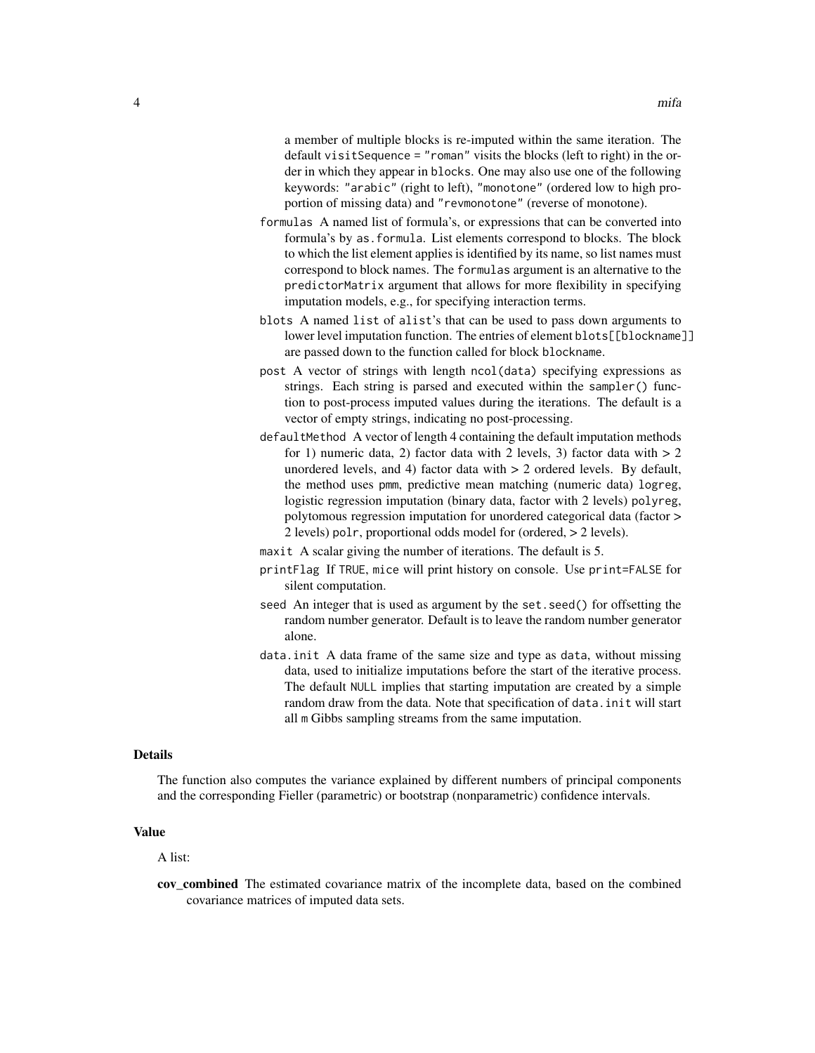a member of multiple blocks is re-imputed within the same iteration. The default `visitSequence = "roman"` visits the blocks (left to right) in the order in which they appear in `blocks`. One may also use one of the following keywords: `"arabic"` (right to left), `"monotone"` (ordered low to high proportion of missing data) and `"revmonotone"` (reverse of monotone).

- `formulas` A named list of formula's, or expressions that can be converted into formula's by `as.formula`. List elements correspond to blocks. The block to which the list element applies is identified by its name, so list names must correspond to block names. The `formulas` argument is an alternative to the `predictorMatrix` argument that allows for more flexibility in specifying imputation models, e.g., for specifying interaction terms.
- `blots` A named `list` of `alist`'s that can be used to pass down arguments to lower level imputation function. The entries of element `blots[[blockname]]` are passed down to the function called for block `blockname`.
- `post` A vector of strings with length `ncol(data)` specifying expressions as strings. Each string is parsed and executed within the `sampler()` function to post-process imputed values during the iterations. The default is a vector of empty strings, indicating no post-processing.
- `defaultMethod` A vector of length 4 containing the default imputation methods for 1) numeric data, 2) factor data with 2 levels, 3) factor data with > 2 unordered levels, and 4) factor data with > 2 ordered levels. By default, the method uses `pmm`, predictive mean matching (numeric data) `logreg`, logistic regression imputation (binary data, factor with 2 levels) `polyreg`, polytomous regression imputation for unordered categorical data (factor > 2 levels) `polr`, proportional odds model for (ordered, > 2 levels).
- `maxit` A scalar giving the number of iterations. The default is 5.
- `printFlag` If `TRUE`, `mice` will print history on console. Use `print=FALSE` for silent computation.
- `seed` An integer that is used as argument by the `set.seed()` for offsetting the random number generator. Default is to leave the random number generator alone.
- `data.init` A data frame of the same size and type as `data`, without missing data, used to initialize imputations before the start of the iterative process. The default `NULL` implies that starting imputation are created by a simple random draw from the data. Note that specification of `data.init` will start all `m` Gibbs sampling streams from the same imputation.

## Details

The function also computes the variance explained by different numbers of principal components and the corresponding Fieller (parametric) or bootstrap (nonparametric) confidence intervals.

## Value

A list:

**cov_combined** The estimated covariance matrix of the incomplete data, based on the combined covariance matrices of imputed data sets.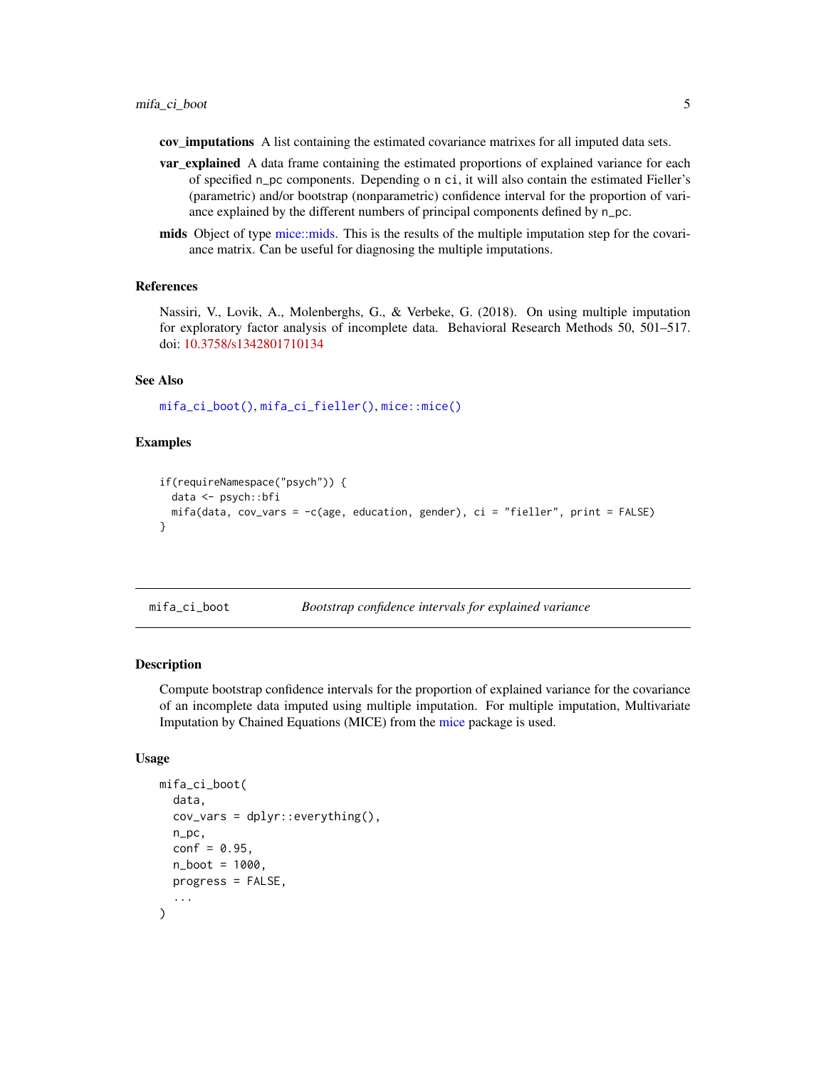**cov_imputations** A list containing the estimated covariance matrixes for all imputed data sets.

**var_explained** A data frame containing the estimated proportions of explained variance for each of specified n_pc components. Depending o n ci, it will also contain the estimated Fieller's (parametric) and/or bootstrap (nonparametric) confidence interval for the proportion of variance explained by the different numbers of principal components defined by n_pc.

**mids** Object of type mice::mids. This is the results of the multiple imputation step for the covariance matrix. Can be useful for diagnosing the multiple imputations.

### References

Nassiri, V., Lovik, A., Molenberghs, G., & Verbeke, G. (2018). On using multiple imputation for exploratory factor analysis of incomplete data. Behavioral Research Methods 50, 501–517. doi: 10.3758/s1342801710134

### See Also

mifa_ci_boot(), mifa_ci_fieller(), mice::mice()

### Examples

```
if(requireNamespace("psych")) {
  data <- psych::bfi
  mifa(data, cov_vars = -c(age, education, gender), ci = "fieller", print = FALSE)
}
```

---

## mifa_ci_boot *Bootstrap confidence intervals for explained variance*

### Description

Compute bootstrap confidence intervals for the proportion of explained variance for the covariance of an incomplete data imputed using multiple imputation. For multiple imputation, Multivariate Imputation by Chained Equations (MICE) from the mice package is used.

### Usage

```
mifa_ci_boot(
  data,
  cov_vars = dplyr::everything(),
  n_pc,
  conf = 0.95,
  n_boot = 1000,
  progress = FALSE,
  ...
)
```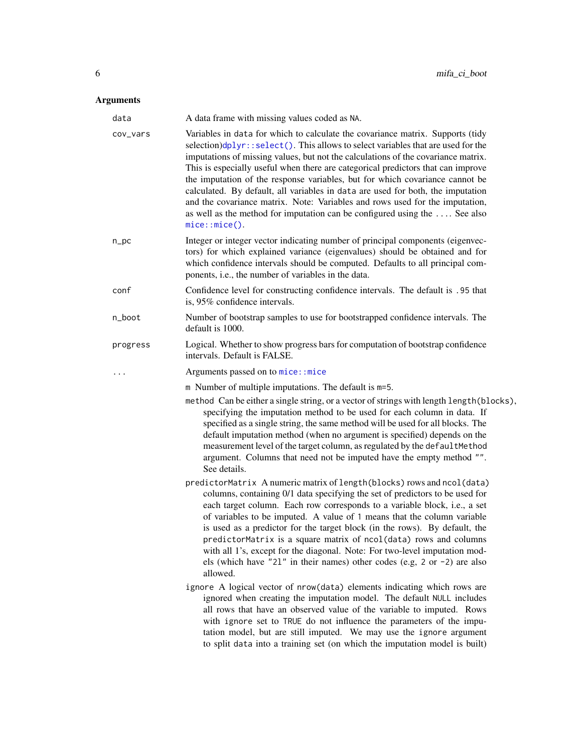## Arguments

`data` — A data frame with missing values coded as `NA`.

`cov_vars` — Variables in `data` for which to calculate the covariance matrix. Supports (tidy selection)`dplyr::select()`. This allows to select variables that are used for the imputations of missing values, but not the calculations of the covariance matrix. This is especially useful when there are categorical predictors that can improve the imputation of the response variables, but for which covariance cannot be calculated. By default, all variables in `data` are used for both, the imputation and the covariance matrix. Note: Variables and rows used for the imputation, as well as the method for imputation can be configured using the `...`. See also `mice::mice()`.

`n_pc` — Integer or integer vector indicating number of principal components (eigenvectors) for which explained variance (eigenvalues) should be obtained and for which confidence intervals should be computed. Defaults to all principal components, i.e., the number of variables in the data.

`conf` — Confidence level for constructing confidence intervals. The default is `.95` that is, 95% confidence intervals.

`n_boot` — Number of bootstrap samples to use for bootstrapped confidence intervals. The default is 1000.

`progress` — Logical. Whether to show progress bars for computation of bootstrap confidence intervals. Default is FALSE.

`...` — Arguments passed on to `mice::mice`

- `m` Number of multiple imputations. The default is `m=5`.
- `method` Can be either a single string, or a vector of strings with length `length(blocks)`, specifying the imputation method to be used for each column in data. If specified as a single string, the same method will be used for all blocks. The default imputation method (when no argument is specified) depends on the measurement level of the target column, as regulated by the `defaultMethod` argument. Columns that need not be imputed have the empty method `""`. See details.
- `predictorMatrix` A numeric matrix of `length(blocks)` rows and `ncol(data)` columns, containing 0/1 data specifying the set of predictors to be used for each target column. Each row corresponds to a variable block, i.e., a set of variables to be imputed. A value of `1` means that the column variable is used as a predictor for the target block (in the rows). By default, the `predictorMatrix` is a square matrix of `ncol(data)` rows and columns with all 1's, except for the diagonal. Note: For two-level imputation models (which have `"2l"` in their names) other codes (e.g, `2` or `-2`) are also allowed.
- `ignore` A logical vector of `nrow(data)` elements indicating which rows are ignored when creating the imputation model. The default `NULL` includes all rows that have an observed value of the variable to imputed. Rows with `ignore` set to `TRUE` do not influence the parameters of the imputation model, but are still imputed. We may use the `ignore` argument to split `data` into a training set (on which the imputation model is built)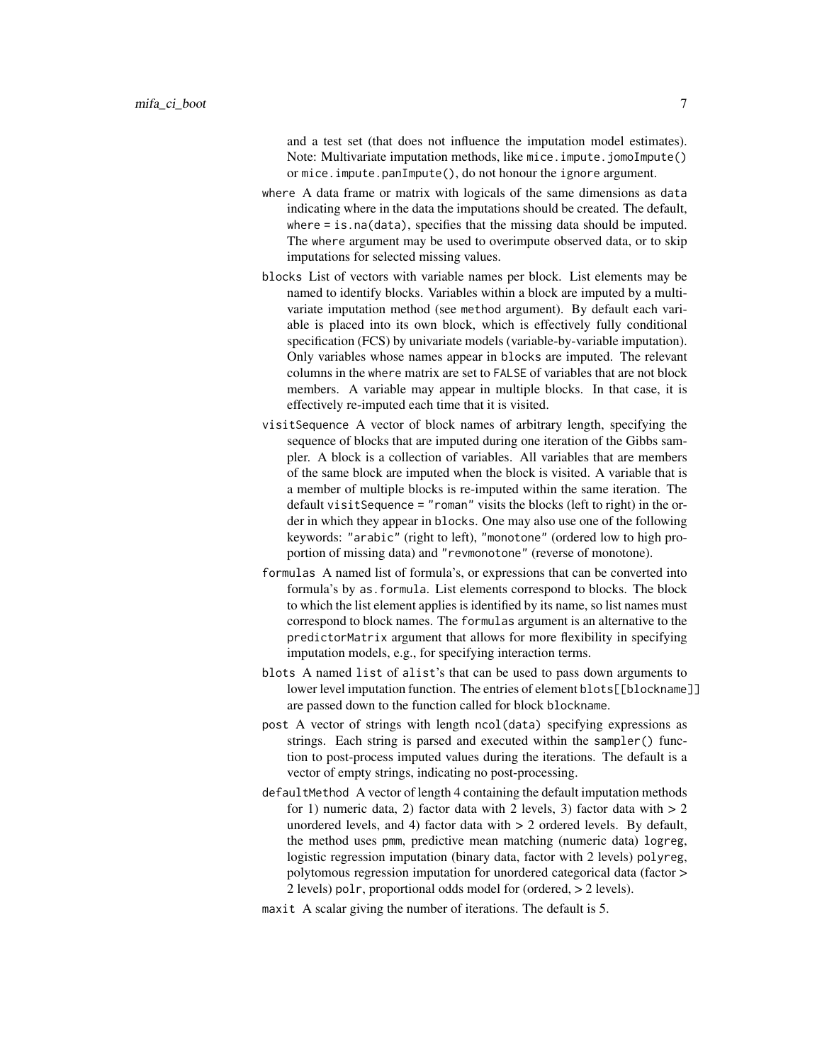and a test set (that does not influence the imputation model estimates). Note: Multivariate imputation methods, like `mice.impute.jomoImpute()` or `mice.impute.panImpute()`, do not honour the `ignore` argument.

`where` A data frame or matrix with logicals of the same dimensions as `data` indicating where in the data the imputations should be created. The default, `where = is.na(data)`, specifies that the missing data should be imputed. The `where` argument may be used to overimpute observed data, or to skip imputations for selected missing values.

`blocks` List of vectors with variable names per block. List elements may be named to identify blocks. Variables within a block are imputed by a multivariate imputation method (see `method` argument). By default each variable is placed into its own block, which is effectively fully conditional specification (FCS) by univariate models (variable-by-variable imputation). Only variables whose names appear in `blocks` are imputed. The relevant columns in the `where` matrix are set to `FALSE` of variables that are not block members. A variable may appear in multiple blocks. In that case, it is effectively re-imputed each time that it is visited.

`visitSequence` A vector of block names of arbitrary length, specifying the sequence of blocks that are imputed during one iteration of the Gibbs sampler. A block is a collection of variables. All variables that are members of the same block are imputed when the block is visited. A variable that is a member of multiple blocks is re-imputed within the same iteration. The default `visitSequence = "roman"` visits the blocks (left to right) in the order in which they appear in `blocks`. One may also use one of the following keywords: `"arabic"` (right to left), `"monotone"` (ordered low to high proportion of missing data) and `"revmonotone"` (reverse of monotone).

`formulas` A named list of formula's, or expressions that can be converted into formula's by `as.formula`. List elements correspond to blocks. The block to which the list element applies is identified by its name, so list names must correspond to block names. The `formulas` argument is an alternative to the `predictorMatrix` argument that allows for more flexibility in specifying imputation models, e.g., for specifying interaction terms.

`blots` A named `list` of `alist`'s that can be used to pass down arguments to lower level imputation function. The entries of element `blots[[blockname]]` are passed down to the function called for block `blockname`.

`post` A vector of strings with length `ncol(data)` specifying expressions as strings. Each string is parsed and executed within the `sampler()` function to post-process imputed values during the iterations. The default is a vector of empty strings, indicating no post-processing.

`defaultMethod` A vector of length 4 containing the default imputation methods for 1) numeric data, 2) factor data with 2 levels, 3) factor data with > 2 unordered levels, and 4) factor data with > 2 ordered levels. By default, the method uses `pmm`, predictive mean matching (numeric data) `logreg`, logistic regression imputation (binary data, factor with 2 levels) `polyreg`, polytomous regression imputation for unordered categorical data (factor > 2 levels) `polr`, proportional odds model for (ordered, > 2 levels).

`maxit` A scalar giving the number of iterations. The default is 5.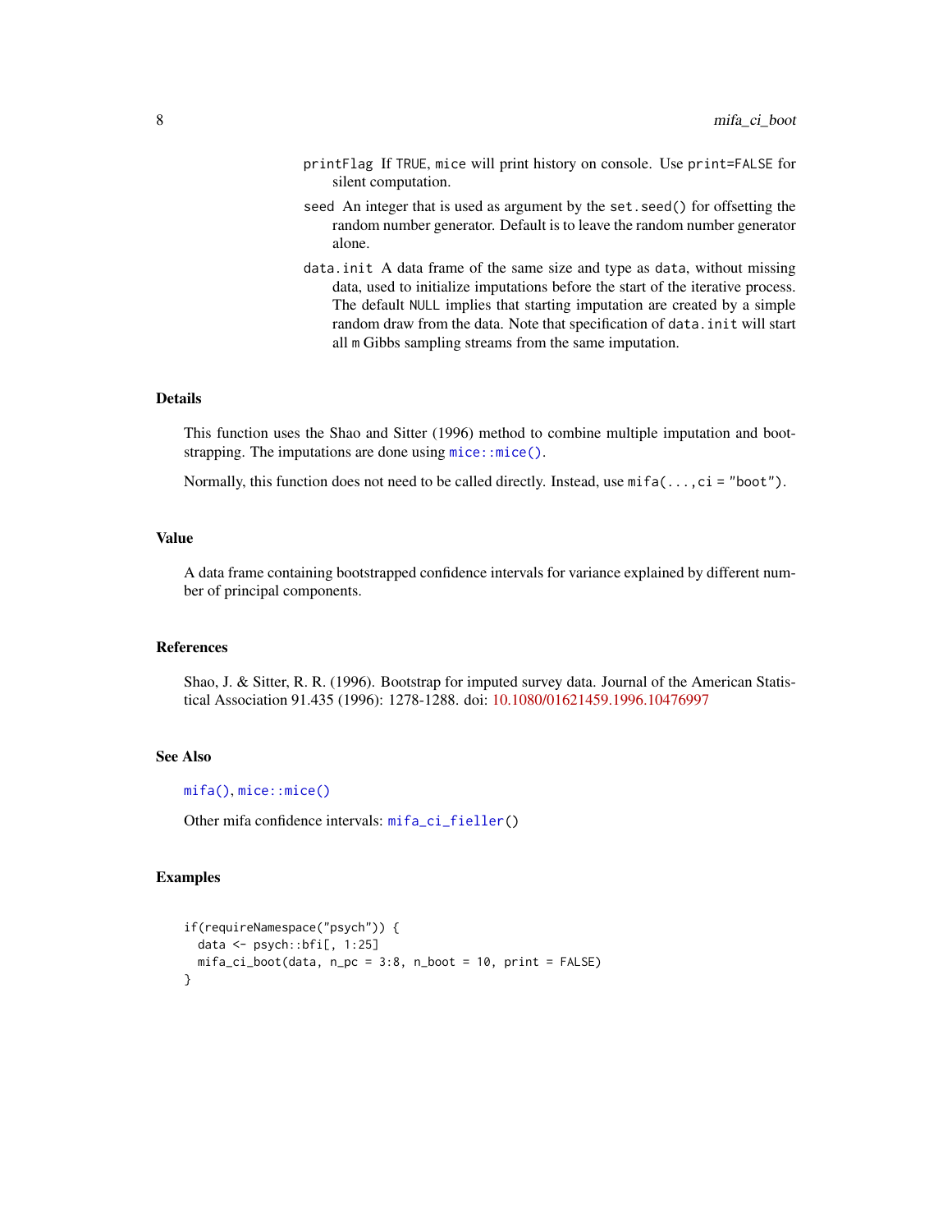`printFlag` If `TRUE`, `mice` will print history on console. Use `print=FALSE` for silent computation.

`seed` An integer that is used as argument by the `set.seed()` for offsetting the random number generator. Default is to leave the random number generator alone.

`data.init` A data frame of the same size and type as `data`, without missing data, used to initialize imputations before the start of the iterative process. The default `NULL` implies that starting imputation are created by a simple random draw from the data. Note that specification of `data.init` will start all `m` Gibbs sampling streams from the same imputation.

## Details

This function uses the Shao and Sitter (1996) method to combine multiple imputation and bootstrapping. The imputations are done using `mice::mice()`.

Normally, this function does not need to be called directly. Instead, use `mifa(...,ci = "boot")`.

## Value

A data frame containing bootstrapped confidence intervals for variance explained by different number of principal components.

## References

Shao, J. & Sitter, R. R. (1996). Bootstrap for imputed survey data. Journal of the American Statistical Association 91.435 (1996): 1278-1288. doi: 10.1080/01621459.1996.10476997

## See Also

`mifa()`, `mice::mice()`

Other mifa confidence intervals: `mifa_ci_fieller()`

## Examples

```
if(requireNamespace("psych")) {
  data <- psych::bfi[, 1:25]
  mifa_ci_boot(data, n_pc = 3:8, n_boot = 10, print = FALSE)
}
```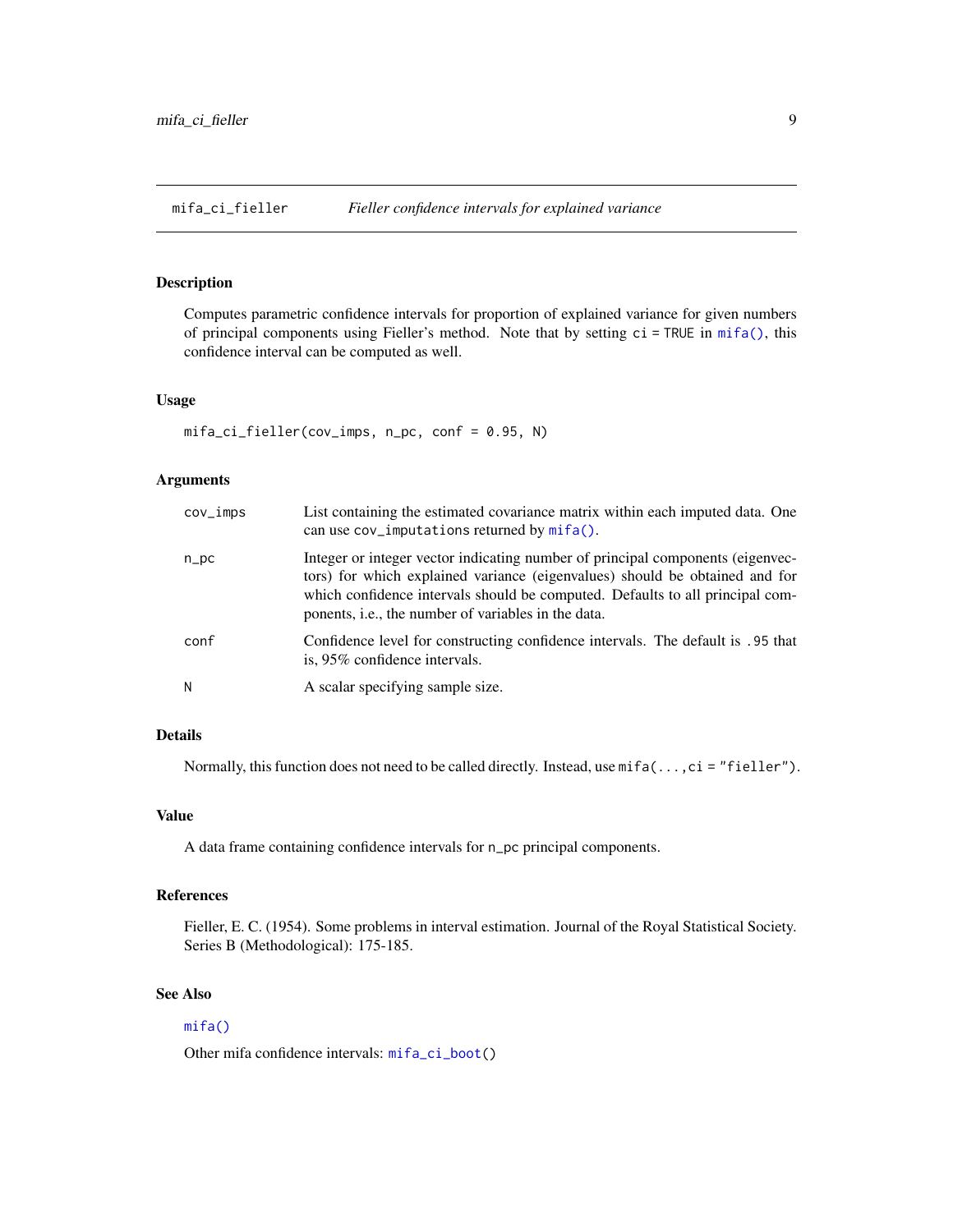## mifa_ci_fieller — *Fieller confidence intervals for explained variance*

### Description

Computes parametric confidence intervals for proportion of explained variance for given numbers of principal components using Fieller's method. Note that by setting `ci = TRUE` in `mifa()`, this confidence interval can be computed as well.

### Usage

```
mifa_ci_fieller(cov_imps, n_pc, conf = 0.95, N)
```

### Arguments

| Argument | Description |
|---|---|
| `cov_imps` | List containing the estimated covariance matrix within each imputed data. One can use `cov_imputations` returned by `mifa()`. |
| `n_pc` | Integer or integer vector indicating number of principal components (eigenvectors) for which explained variance (eigenvalues) should be obtained and for which confidence intervals should be computed. Defaults to all principal components, i.e., the number of variables in the data. |
| `conf` | Confidence level for constructing confidence intervals. The default is `.95` that is, 95% confidence intervals. |
| `N` | A scalar specifying sample size. |

### Details

Normally, this function does not need to be called directly. Instead, use `mifa(...,ci = "fieller")`.

### Value

A data frame containing confidence intervals for `n_pc` principal components.

### References

Fieller, E. C. (1954). Some problems in interval estimation. Journal of the Royal Statistical Society. Series B (Methodological): 175-185.

### See Also

`mifa()`

Other mifa confidence intervals: `mifa_ci_boot()`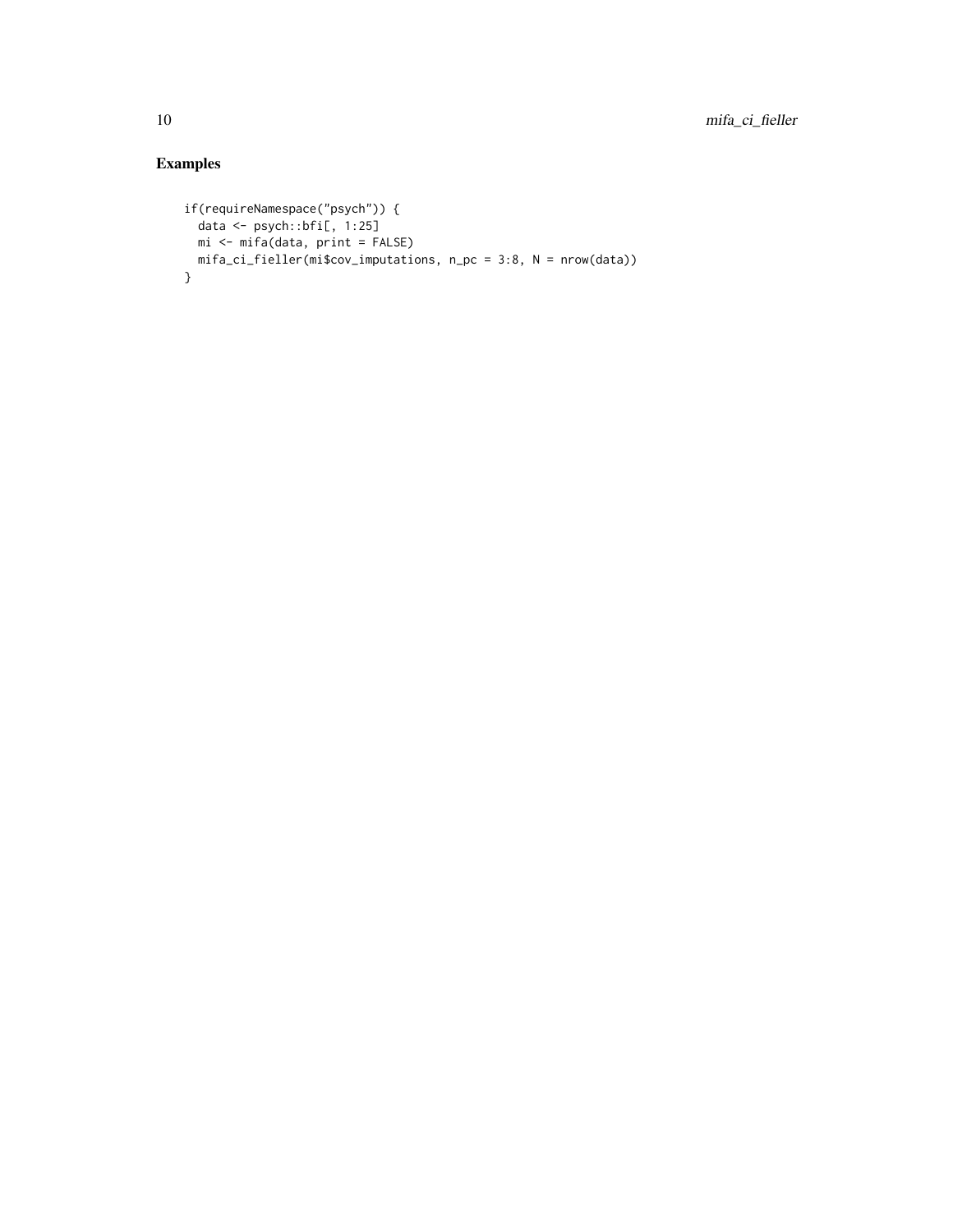## Examples

```
if(requireNamespace("psych")) {
  data <- psych::bfi[, 1:25]
  mi <- mifa(data, print = FALSE)
  mifa_ci_fieller(mi$cov_imputations, n_pc = 3:8, N = nrow(data))
}
```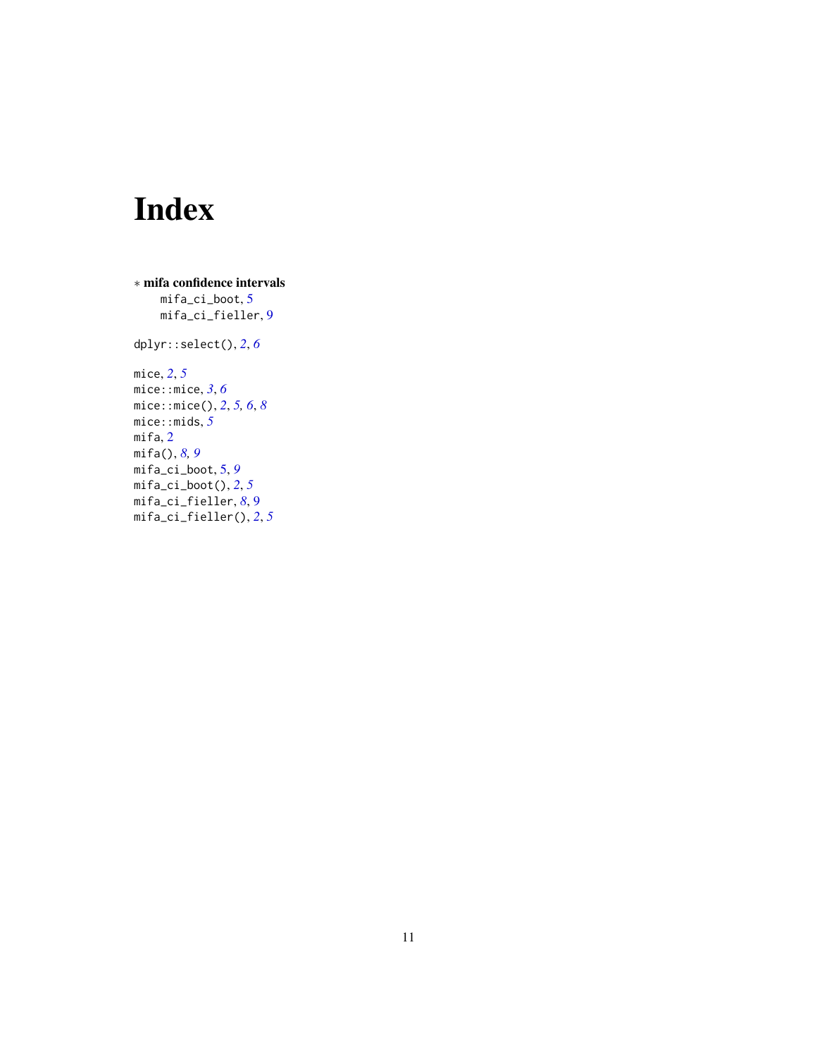# Index

∗ **mifa confidence intervals**

    mifa_ci_boot, 5
    mifa_ci_fieller, 9

dplyr::select(), *2*, *6*

mice, *2*, *5*
mice::mice, *3*, *6*
mice::mice(), *2*, *5, 6*, *8*
mice::mids, *5*
mifa, 2
mifa(), *8, 9*
mifa_ci_boot, 5, *9*
mifa_ci_boot(), *2*, *5*
mifa_ci_fieller, *8*, 9
mifa_ci_fieller(), *2*, *5*